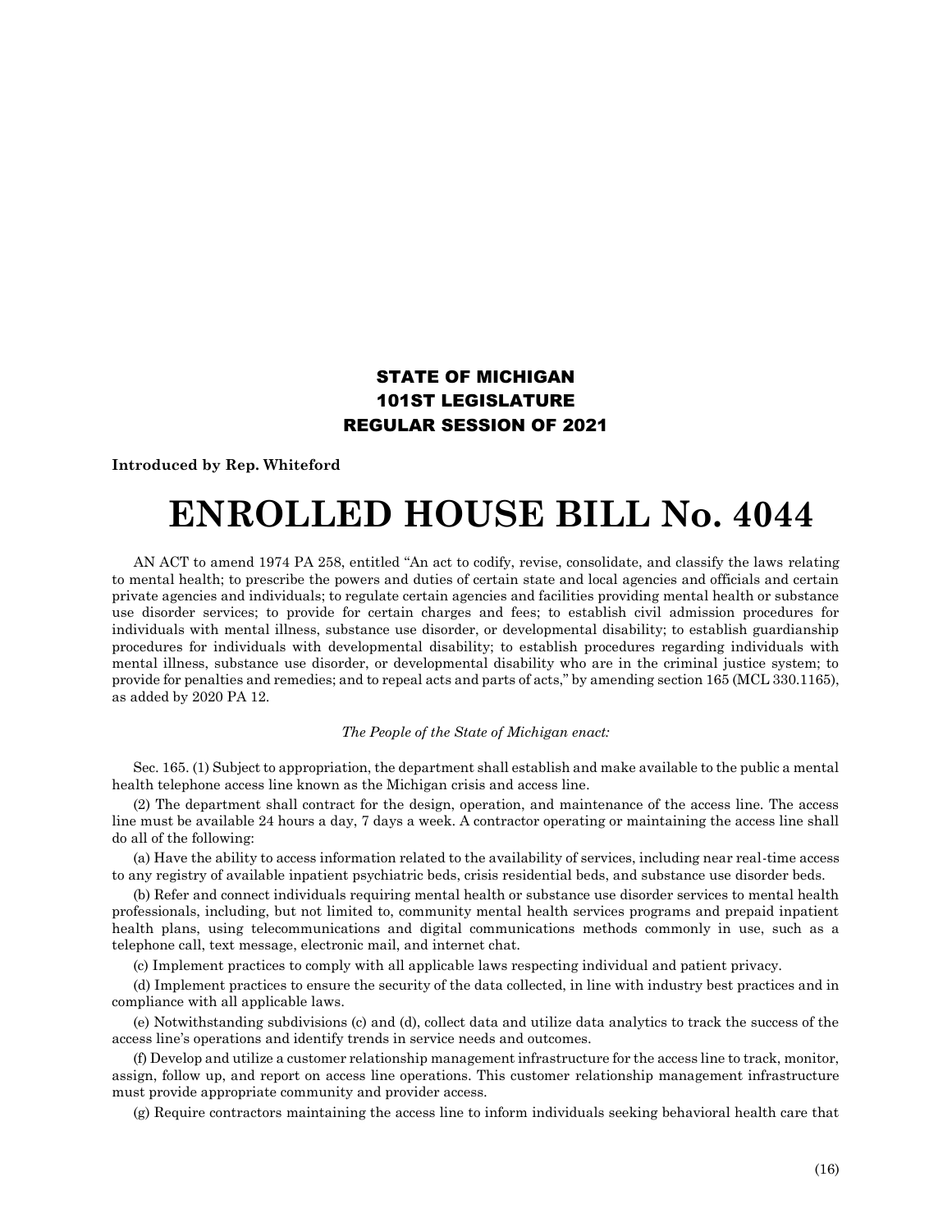**STATE OF MICHIGAN**
**101ST LEGISLATURE**
**REGULAR SESSION OF 2021**

**Introduced by Rep. Whiteford**

# ENROLLED HOUSE BILL No. 4044

AN ACT to amend 1974 PA 258, entitled "An act to codify, revise, consolidate, and classify the laws relating to mental health; to prescribe the powers and duties of certain state and local agencies and officials and certain private agencies and individuals; to regulate certain agencies and facilities providing mental health or substance use disorder services; to provide for certain charges and fees; to establish civil admission procedures for individuals with mental illness, substance use disorder, or developmental disability; to establish guardianship procedures for individuals with developmental disability; to establish procedures regarding individuals with mental illness, substance use disorder, or developmental disability who are in the criminal justice system; to provide for penalties and remedies; and to repeal acts and parts of acts," by amending section 165 (MCL 330.1165), as added by 2020 PA 12.

*The People of the State of Michigan enact:*

Sec. 165. (1) Subject to appropriation, the department shall establish and make available to the public a mental health telephone access line known as the Michigan crisis and access line.

(2) The department shall contract for the design, operation, and maintenance of the access line. The access line must be available 24 hours a day, 7 days a week. A contractor operating or maintaining the access line shall do all of the following:

(a) Have the ability to access information related to the availability of services, including near real-time access to any registry of available inpatient psychiatric beds, crisis residential beds, and substance use disorder beds.

(b) Refer and connect individuals requiring mental health or substance use disorder services to mental health professionals, including, but not limited to, community mental health services programs and prepaid inpatient health plans, using telecommunications and digital communications methods commonly in use, such as a telephone call, text message, electronic mail, and internet chat.

(c) Implement practices to comply with all applicable laws respecting individual and patient privacy.

(d) Implement practices to ensure the security of the data collected, in line with industry best practices and in compliance with all applicable laws.

(e) Notwithstanding subdivisions (c) and (d), collect data and utilize data analytics to track the success of the access line's operations and identify trends in service needs and outcomes.

(f) Develop and utilize a customer relationship management infrastructure for the access line to track, monitor, assign, follow up, and report on access line operations. This customer relationship management infrastructure must provide appropriate community and provider access.

(g) Require contractors maintaining the access line to inform individuals seeking behavioral health care that

(16)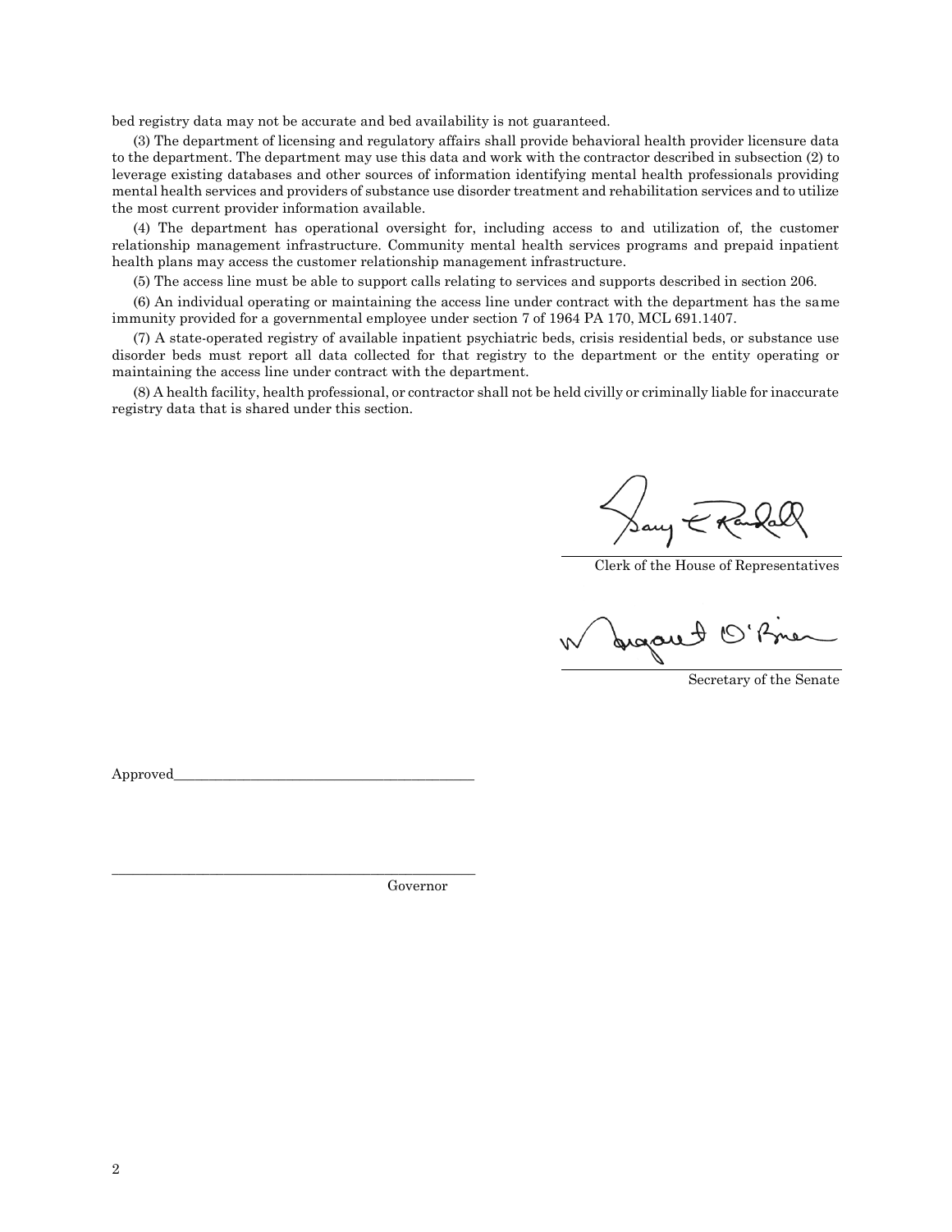bed registry data may not be accurate and bed availability is not guaranteed.

(3) The department of licensing and regulatory affairs shall provide behavioral health provider licensure data to the department. The department may use this data and work with the contractor described in subsection (2) to leverage existing databases and other sources of information identifying mental health professionals providing mental health services and providers of substance use disorder treatment and rehabilitation services and to utilize the most current provider information available.

(4) The department has operational oversight for, including access to and utilization of, the customer relationship management infrastructure. Community mental health services programs and prepaid inpatient health plans may access the customer relationship management infrastructure.

(5) The access line must be able to support calls relating to services and supports described in section 206.

(6) An individual operating or maintaining the access line under contract with the department has the same immunity provided for a governmental employee under section 7 of 1964 PA 170, MCL 691.1407.

(7) A state-operated registry of available inpatient psychiatric beds, crisis residential beds, or substance use disorder beds must report all data collected for that registry to the department or the entity operating or maintaining the access line under contract with the department.

(8) A health facility, health professional, or contractor shall not be held civilly or criminally liable for inaccurate registry data that is shared under this section.

Clerk of the House of Representatives

Secretary of the Senate

Approved\_\_\_\_\_\_\_\_\_\_\_\_\_\_\_\_\_\_\_\_\_\_\_\_\_\_\_\_\_\_\_\_\_\_\_\_\_\_\_\_\_\_

\_\_\_\_\_\_\_\_\_\_\_\_\_\_\_\_\_\_\_\_\_\_\_\_\_\_\_\_\_\_\_\_\_\_\_\_\_\_\_\_\_\_\_\_\_\_\_\_\_

Governor